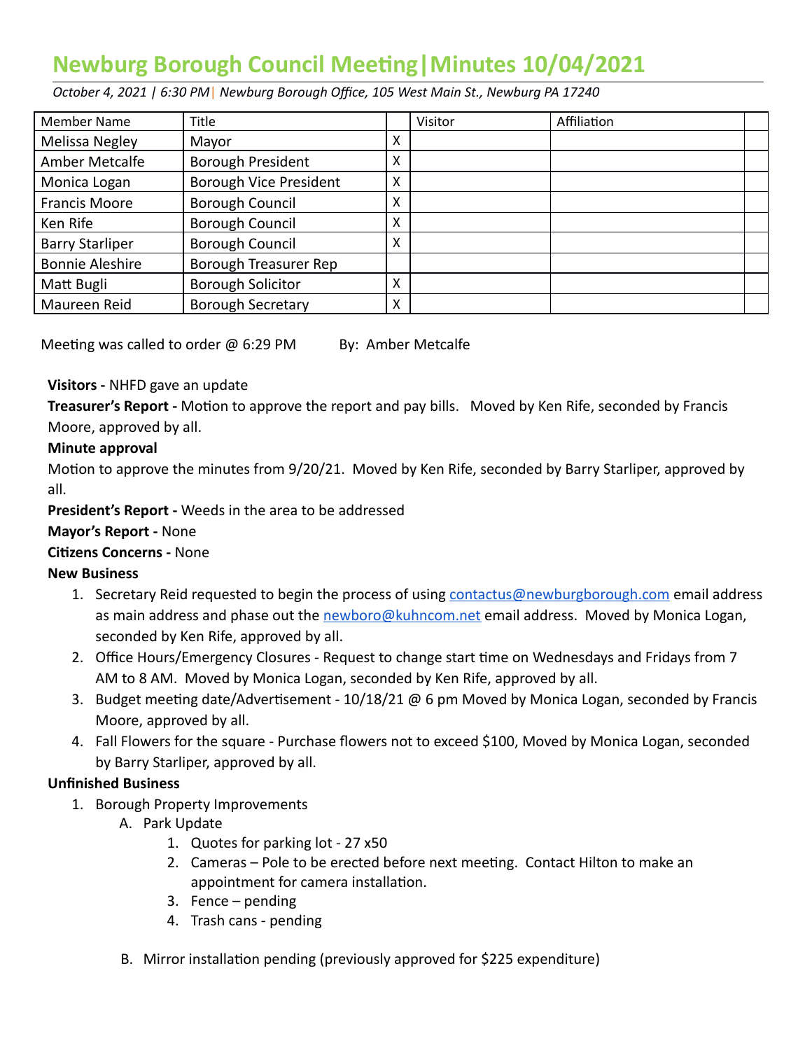# Newburg Borough Council Meeting|Minutes 10/04/2021

*October 4, 2021 | 6:30 PM| Newburg Borough Office, 105 West Main St., Newburg PA 17240*

| Member Name | Title | | Visitor | Affiliation | |
|---|---|---|---|---|---|
| Melissa Negley | Mayor | X | | | |
| Amber Metcalfe | Borough President | X | | | |
| Monica Logan | Borough Vice President | X | | | |
| Francis Moore | Borough Council | X | | | |
| Ken Rife | Borough Council | X | | | |
| Barry Starliper | Borough Council | X | | | |
| Bonnie Aleshire | Borough Treasurer Rep | | | | |
| Matt Bugli | Borough Solicitor | X | | | |
| Maureen Reid | Borough Secretary | X | | | |

Meeting was called to order @ 6:29 PM By: Amber Metcalfe

**Visitors -** NHFD gave an update

**Treasurer's Report -** Motion to approve the report and pay bills. Moved by Ken Rife, seconded by Francis Moore, approved by all.

**Minute approval**

Motion to approve the minutes from 9/20/21. Moved by Ken Rife, seconded by Barry Starliper, approved by all.

**President's Report -** Weeds in the area to be addressed

**Mayor's Report -** None

**Citizens Concerns -** None

**New Business**

1. Secretary Reid requested to begin the process of using contactus@newburgborough.com email address as main address and phase out the newboro@kuhncom.net email address. Moved by Monica Logan, seconded by Ken Rife, approved by all.
2. Office Hours/Emergency Closures - Request to change start time on Wednesdays and Fridays from 7 AM to 8 AM. Moved by Monica Logan, seconded by Ken Rife, approved by all.
3. Budget meeting date/Advertisement - 10/18/21 @ 6 pm Moved by Monica Logan, seconded by Francis Moore, approved by all.
4. Fall Flowers for the square - Purchase flowers not to exceed $100, Moved by Monica Logan, seconded by Barry Starliper, approved by all.

**Unfinished Business**

1. Borough Property Improvements
   A. Park Update
      1. Quotes for parking lot - 27 x50
      2. Cameras – Pole to be erected before next meeting. Contact Hilton to make an appointment for camera installation.
      3. Fence – pending
      4. Trash cans - pending

   B. Mirror installation pending (previously approved for $225 expenditure)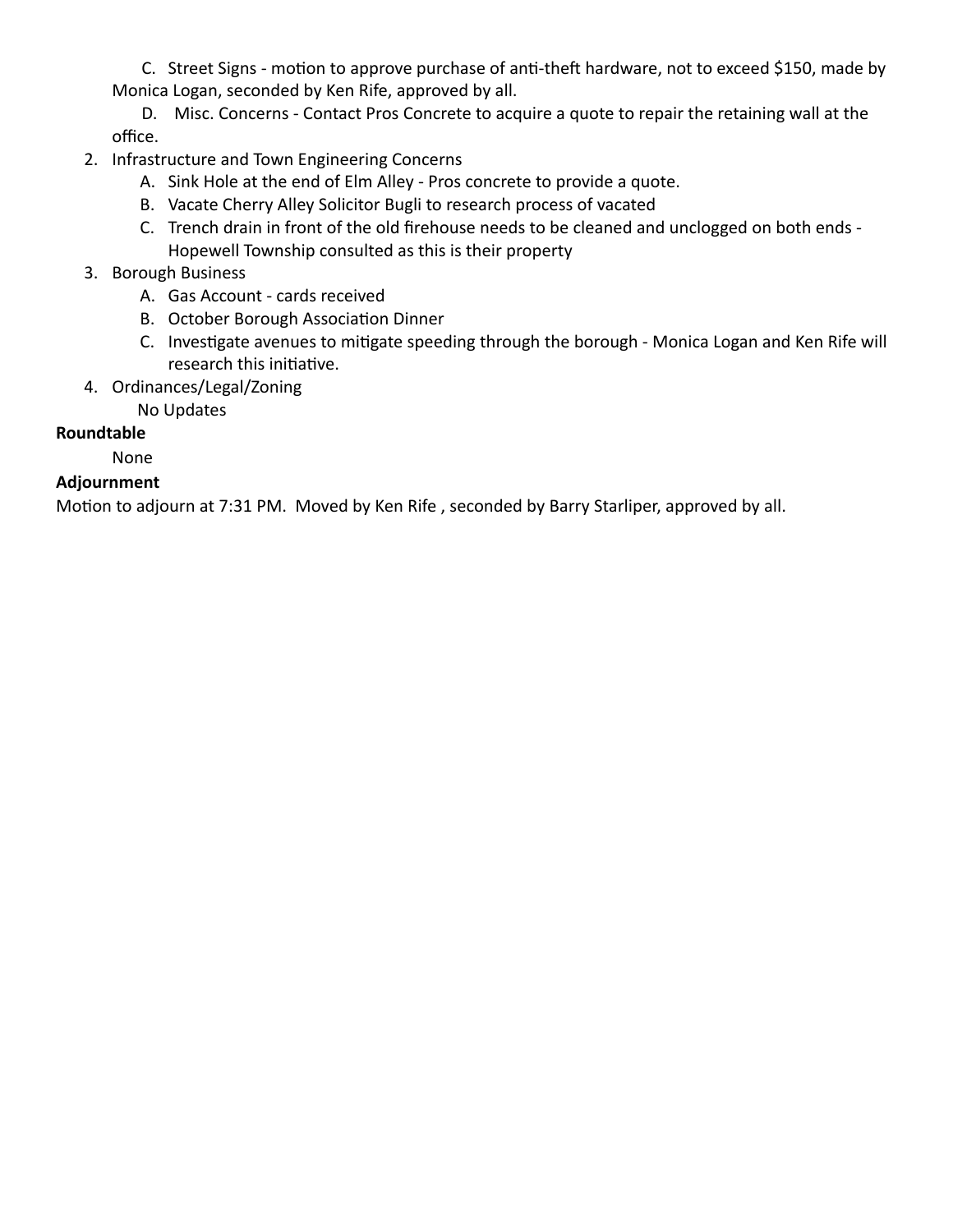C. Street Signs - motion to approve purchase of anti-theft hardware, not to exceed $150, made by Monica Logan, seconded by Ken Rife, approved by all.

D. Misc. Concerns - Contact Pros Concrete to acquire a quote to repair the retaining wall at the office.

2. Infrastructure and Town Engineering Concerns
   A. Sink Hole at the end of Elm Alley - Pros concrete to provide a quote.
   B. Vacate Cherry Alley Solicitor Bugli to research process of vacated
   C. Trench drain in front of the old firehouse needs to be cleaned and unclogged on both ends - Hopewell Township consulted as this is their property
3. Borough Business
   A. Gas Account - cards received
   B. October Borough Association Dinner
   C. Investigate avenues to mitigate speeding through the borough - Monica Logan and Ken Rife will research this initiative.
4. Ordinances/Legal/Zoning

   No Updates

**Roundtable**

None

**Adjournment**

Motion to adjourn at 7:31 PM. Moved by Ken Rife , seconded by Barry Starliper, approved by all.